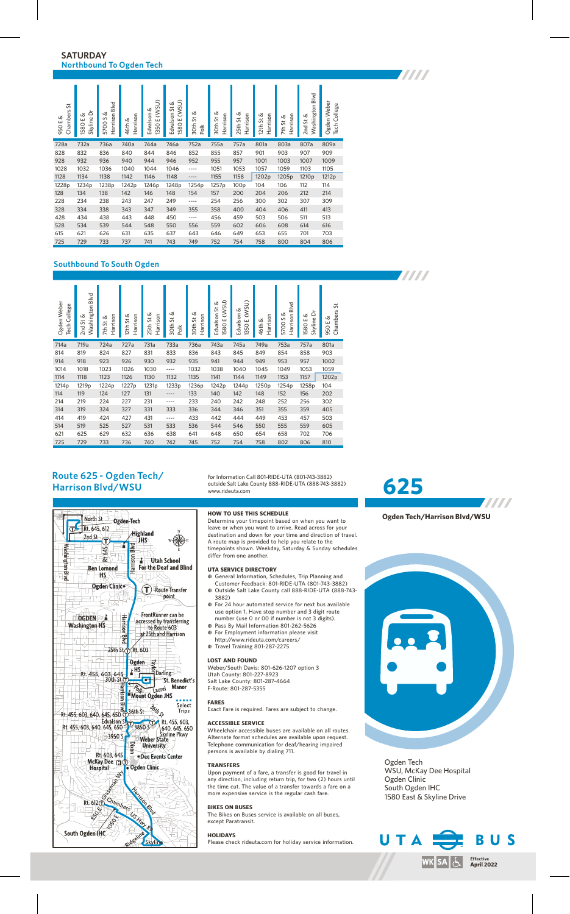## SATURDAY

### Northbound To Ogden Tech

| 950 E & Chambers St | 1580 E & Skyline Dr | 5700 S & Harrison Blvd | 46th & Harrison | Edvalson & 1350 E (WSU) | Edvalson St & 1580 E (WSU) | 30th St & Polk | 30th St & Harrison | 25th St & Harrison | 12th St & Harrison | 7th St & Harrison | 2nd St & Washington Blvd | Ogden Weber Tech College |
|---|---|---|---|---|---|---|---|---|---|---|---|---|
| 728a | 732a | 736a | 740a | 744a | 746a | 752a | 755a | 757a | 801a | 803a | 807a | 809a |
| 828 | 832 | 836 | 840 | 844 | 846 | 852 | 855 | 857 | 901 | 903 | 907 | 909 |
| 928 | 932 | 936 | 940 | 944 | 946 | 952 | 955 | 957 | 1001 | 1003 | 1007 | 1009 |
| 1028 | 1032 | 1036 | 1040 | 1044 | 1046 | ---- | 1051 | 1053 | 1057 | 1059 | 1103 | 1105 |
| 1128 | 1134 | 1138 | 1142 | 1146 | 1148 | ---- | 1155 | 1158 | 1202p | 1205p | 1210p | 1212p |
| 1228p | 1234p | 1238p | 1242p | 1246p | 1248p | 1254p | 1257p | 100p | 104 | 106 | 112 | 114 |
| 128 | 134 | 138 | 142 | 146 | 148 | 154 | 157 | 200 | 204 | 206 | 212 | 214 |
| 228 | 234 | 238 | 243 | 247 | 249 | ---- | 254 | 256 | 300 | 302 | 307 | 309 |
| 328 | 334 | 338 | 343 | 347 | 349 | 355 | 358 | 400 | 404 | 406 | 411 | 413 |
| 428 | 434 | 438 | 443 | 448 | 450 | ---- | 456 | 459 | 503 | 506 | 511 | 513 |
| 528 | 534 | 539 | 544 | 548 | 550 | 556 | 559 | 602 | 606 | 608 | 614 | 616 |
| 615 | 621 | 626 | 631 | 635 | 637 | 643 | 646 | 649 | 653 | 655 | 701 | 703 |
| 725 | 729 | 733 | 737 | 741 | 743 | 749 | 752 | 754 | 758 | 800 | 804 | 806 |

### Southbound To South Ogden

| Ogden Weber Tech College | 2nd St & Washington Blvd | 7th St & Harrison | 12th St & Harrison | 25th St & Harrison | 30th St & Polk | 30th St & Harrison | Edvalson St & 1580 E (WSU) | Edvalson & 1350 E (WSU) | 46th & Harrison | 5700 S & Harrison Blvd | 1580 E & Skyline Dr | 950 E & Chambers St |
|---|---|---|---|---|---|---|---|---|---|---|---|---|
| 714a | 719a | 724a | 727a | 731a | 733a | 736a | 743a | 745a | 749a | 753a | 757a | 801a |
| 814 | 819 | 824 | 827 | 831 | 833 | 836 | 843 | 845 | 849 | 854 | 858 | 903 |
| 914 | 918 | 923 | 926 | 930 | 932 | 935 | 941 | 944 | 949 | 953 | 957 | 1002 |
| 1014 | 1018 | 1023 | 1026 | 1030 | ---- | 1032 | 1038 | 1040 | 1045 | 1049 | 1053 | 1059 |
| 1114 | 1118 | 1123 | 1126 | 1130 | 1132 | 1135 | 1141 | 1144 | 1149 | 1153 | 1157 | 1202p |
| 1214p | 1219p | 1224p | 1227p | 1231p | 1233p | 1236p | 1242p | 1244p | 1250p | 1254p | 1258p | 104 |
| 114 | 119 | 124 | 127 | 131 | ---- | 133 | 140 | 142 | 148 | 152 | 156 | 202 |
| 214 | 219 | 224 | 227 | 231 | ---- | 233 | 240 | 242 | 248 | 252 | 256 | 302 |
| 314 | 319 | 324 | 327 | 331 | 333 | 336 | 344 | 346 | 351 | 355 | 359 | 405 |
| 414 | 419 | 424 | 427 | 431 | ---- | 433 | 442 | 444 | 449 | 453 | 457 | 503 |
| 514 | 519 | 525 | 527 | 531 | 533 | 536 | 544 | 546 | 550 | 555 | 559 | 605 |
| 621 | 625 | 629 | 632 | 636 | 638 | 641 | 648 | 650 | 654 | 658 | 702 | 706 |
| 725 | 729 | 733 | 736 | 740 | 742 | 745 | 752 | 754 | 758 | 802 | 806 | 810 |

## Route 625 - Ogden Tech/ Harrison Blvd/WSU

North St
Rt. 645, 612
2nd St
Ogden Tech
Highland JHS
Washington Blvd
Rt 645
Harrison Blvd
Utah School For the Deaf and Blind
Ben Lomond HS
Ogden Clinic
Route Transfer point
OGDEN Washington HS
FrontRunner can be accessed by transferring to Route 603 at 25th and Harrison
25th St
Rt. 603
Ogden HS
Taylor
Rt. 455, 603, 645
30th St
Darling
St. Benedict's Manor
Polk
Laurel
Mount Ogden JHS
Select Trips
Rt. 455, 603, 640, 645, 650
36th St
Edvalson St
Rt. 455, 603, 640, 645, 650
3850 S
Rt. 455, 603, 640, 645, 650
Skyline Pkwy
3950 S
Weber State University
Dixon
Rt. 603, 645
Dee Events Center
McKay Dee Hospital
Ogden Clinic
Glassman Wy
Rt. 612
Chambers
850 E
1050 E
US Hwy 89
South Ogden IHC
Ridgeline
Skyline

For Information Call 801-RIDE-UTA (801-743-3882) outside Salt Lake County 888-RIDE-UTA (888-743-3882) www.rideuta.com

### HOW TO USE THIS SCHEDULE

Determine your timepoint based on when you want to leave or when you want to arrive. Read across for your destination and down for your time and direction of travel. A route map is provided to help you relate to the timepoints shown. Weekday, Saturday & Sunday schedules differ from one another.

### UTA SERVICE DIRECTORY

- General Information, Schedules, Trip Planning and Customer Feedback: 801-RIDE-UTA (801-743-3882)
- Outside Salt Lake County call 888-RIDE-UTA (888-743-3882)
- For 24 hour automated service for next bus available use option 1. Have stop number and 3 digit route number (use 0 or 00 if number is not 3 digits).
- Pass By Mail Information 801-262-5626
- For Employment information please visit http://www.rideuta.com/careers/
- Travel Training 801-287-2275

### LOST AND FOUND

Weber/South Davis: 801-626-1207 option 3
Utah County: 801-227-8923
Salt Lake County: 801-287-4664
F-Route: 801-287-5355

### FARES

Exact Fare is required. Fares are subject to change.

### ACCESSIBLE SERVICE

Wheelchair accessible buses are available on all routes. Alternate format schedules are available upon request. Telephone communication for deaf/hearing impaired persons is available by dialing 711.

### TRANSFERS

Upon payment of a fare, a transfer is good for travel in any direction, including return trip, for two (2) hours until the time cut. The value of a transfer towards a fare on a more expensive service is the regular cash fare.

### BIKES ON BUSES

The Bikes on Buses service is available on all buses, except Paratransit.

### HOLIDAYS

Please check rideuta.com for holiday service information.

# 625

**Ogden Tech/Harrison Blvd/WSU**

Ogden Tech
WSU, McKay Dee Hospital
Ogden Clinic
South Ogden IHC
1580 East & Skyline Drive

UTA BUS

WK SA

Effective April 2022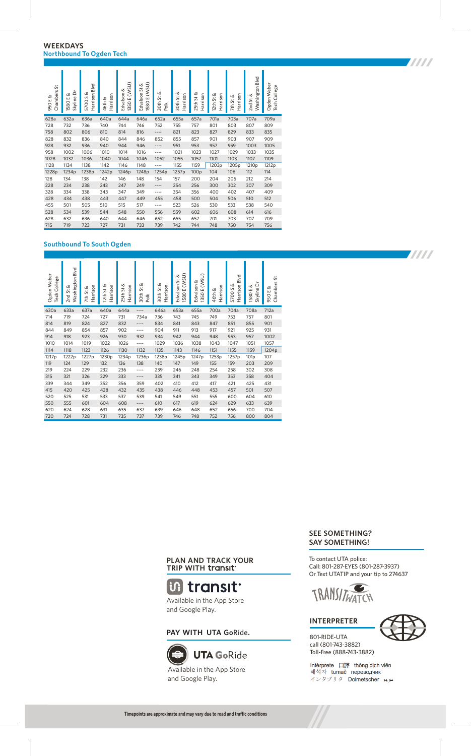**WEEKDAYS**

**Northbound To Ogden Tech**

| 950 E & Chambers St | 1580 E & Skyline Dr | 5700 S & Harrison Blvd | 46th & Harrison | Edvalson & 1350 E (WSU) | Edvalson St & 1580 E (WSU) | 30th St & Polk | 30th St & Harrison | 25th St & Harrison | 12th St & Harrison | 7th St & Harrison | 2nd St & Washington Blvd | Ogden Weber Tech College |
|---|---|---|---|---|---|---|---|---|---|---|---|---|
| 628a | 632a | 636a | 640a | 644a | 646a | 652a | 655a | 657a | 701a | 703a | 707a | 709a |
| 728 | 732 | 736 | 740 | 744 | 746 | 752 | 755 | 757 | 801 | 803 | 807 | 809 |
| 758 | 802 | 806 | 810 | 814 | 816 | ---- | 821 | 823 | 827 | 829 | 833 | 835 |
| 828 | 832 | 836 | 840 | 844 | 846 | 852 | 855 | 857 | 901 | 903 | 907 | 909 |
| 928 | 932 | 936 | 940 | 944 | 946 | ---- | 951 | 953 | 957 | 959 | 1003 | 1005 |
| 958 | 1002 | 1006 | 1010 | 1014 | 1016 | ---- | 1021 | 1023 | 1027 | 1029 | 1033 | 1035 |
| 1028 | 1032 | 1036 | 1040 | 1044 | 1046 | 1052 | 1055 | 1057 | 1101 | 1103 | 1107 | 1109 |
| 1128 | 1134 | 1138 | 1142 | 1146 | 1148 | ---- | 1155 | 1159 | 1203p | 1205p | 1210p | 1212p |
| 1228p | 1234p | 1238p | 1242p | 1246p | 1248p | 1254p | 1257p | 100p | 104 | 106 | 112 | 114 |
| 128 | 134 | 138 | 142 | 146 | 148 | 154 | 157 | 200 | 204 | 206 | 212 | 214 |
| 228 | 234 | 238 | 243 | 247 | 249 | ---- | 254 | 256 | 300 | 302 | 307 | 309 |
| 328 | 334 | 338 | 343 | 347 | 349 | ---- | 354 | 356 | 400 | 402 | 407 | 409 |
| 428 | 434 | 438 | 443 | 447 | 449 | 455 | 458 | 500 | 504 | 506 | 510 | 512 |
| 455 | 501 | 505 | 510 | 515 | 517 | ---- | 523 | 526 | 530 | 533 | 538 | 540 |
| 528 | 534 | 539 | 544 | 548 | 550 | 556 | 559 | 602 | 606 | 608 | 614 | 616 |
| 628 | 632 | 636 | 640 | 644 | 646 | 652 | 655 | 657 | 701 | 703 | 707 | 709 |
| 715 | 719 | 723 | 727 | 731 | 733 | 739 | 742 | 744 | 748 | 750 | 754 | 756 |

**Southbound To South Ogden**

| Ogden Weber Tech College | 2nd St & Washington Blvd | 7th St & Harrison | 12th St & Harrison | 25th St & Harrison | 30th St & Polk | 30th St & Harrison | Edvalson St & 1580 E (WSU) | Edvalson & 1350 E (WSU) | 46th & Harrison | 5700 S & Harrison Blvd | 1580 E & Skyline Dr | 950 E & Chambers St |
|---|---|---|---|---|---|---|---|---|---|---|---|---|
| 630a | 633a | 637a | 640a | 644a | ---- | 646a | 653a | 655a | 700a | 704a | 708a | 712a |
| 714 | 719 | 724 | 727 | 731 | 734a | 736 | 743 | 745 | 749 | 753 | 757 | 801 |
| 814 | 819 | 824 | 827 | 832 | ---- | 834 | 841 | 843 | 847 | 851 | 855 | 901 |
| 844 | 849 | 854 | 857 | 902 | ---- | 904 | 911 | 913 | 917 | 921 | 925 | 931 |
| 914 | 918 | 923 | 926 | 930 | 932 | 934 | 942 | 944 | 948 | 953 | 957 | 1002 |
| 1010 | 1014 | 1019 | 1022 | 1026 | ---- | 1029 | 1036 | 1038 | 1043 | 1047 | 1051 | 1057 |
| 1114 | 1118 | 1123 | 1126 | 1130 | 1132 | 1135 | 1143 | 1146 | 1151 | 1155 | 1159 | 1204p |
| 1217p | 1222p | 1227p | 1230p | 1234p | 1236p | 1238p | 1245p | 1247p | 1253p | 1257p | 101p | 107 |
| 119 | 124 | 129 | 132 | 136 | 138 | 140 | 147 | 149 | 155 | 159 | 203 | 209 |
| 219 | 224 | 229 | 232 | 236 | ---- | 239 | 246 | 248 | 254 | 258 | 302 | 308 |
| 315 | 321 | 326 | 329 | 333 | ---- | 335 | 341 | 343 | 349 | 353 | 358 | 404 |
| 339 | 344 | 349 | 352 | 356 | 359 | 402 | 410 | 412 | 417 | 421 | 425 | 431 |
| 415 | 420 | 425 | 428 | 432 | 435 | 438 | 446 | 448 | 453 | 457 | 501 | 507 |
| 520 | 525 | 531 | 533 | 537 | 539 | 541 | 549 | 551 | 555 | 600 | 604 | 610 |
| 550 | 555 | 601 | 604 | 608 | ---- | 610 | 617 | 619 | 624 | 629 | 633 | 639 |
| 620 | 624 | 628 | 631 | 635 | 637 | 639 | 646 | 648 | 652 | 656 | 700 | 704 |
| 720 | 724 | 728 | 731 | 735 | 737 | 739 | 746 | 748 | 752 | 756 | 800 | 804 |

## PLAN AND TRACK YOUR TRIP WITH transit

transit

Available in the App Store and Google Play.

## PAY WITH UTA GoRide.

UTA GoRide

Available in the App Store and Google Play.

## SEE SOMETHING? SAY SOMETHING!

To contact UTA police:
Call: 801-287-EYES (801-287-3937)
Or Text UTATIP and your tip to 274637

TRANSITWATCH

## INTERPRETER

801-RIDE-UTA
call (801-743-3882)
Toll-Free (888-743-3882)

Intérprete 口譯 thông dịch viên 해석자 tumač переводчик インタプリタ Dolmetscher مترجم

Timepoints are approximate and may vary due to road and traffic conditions